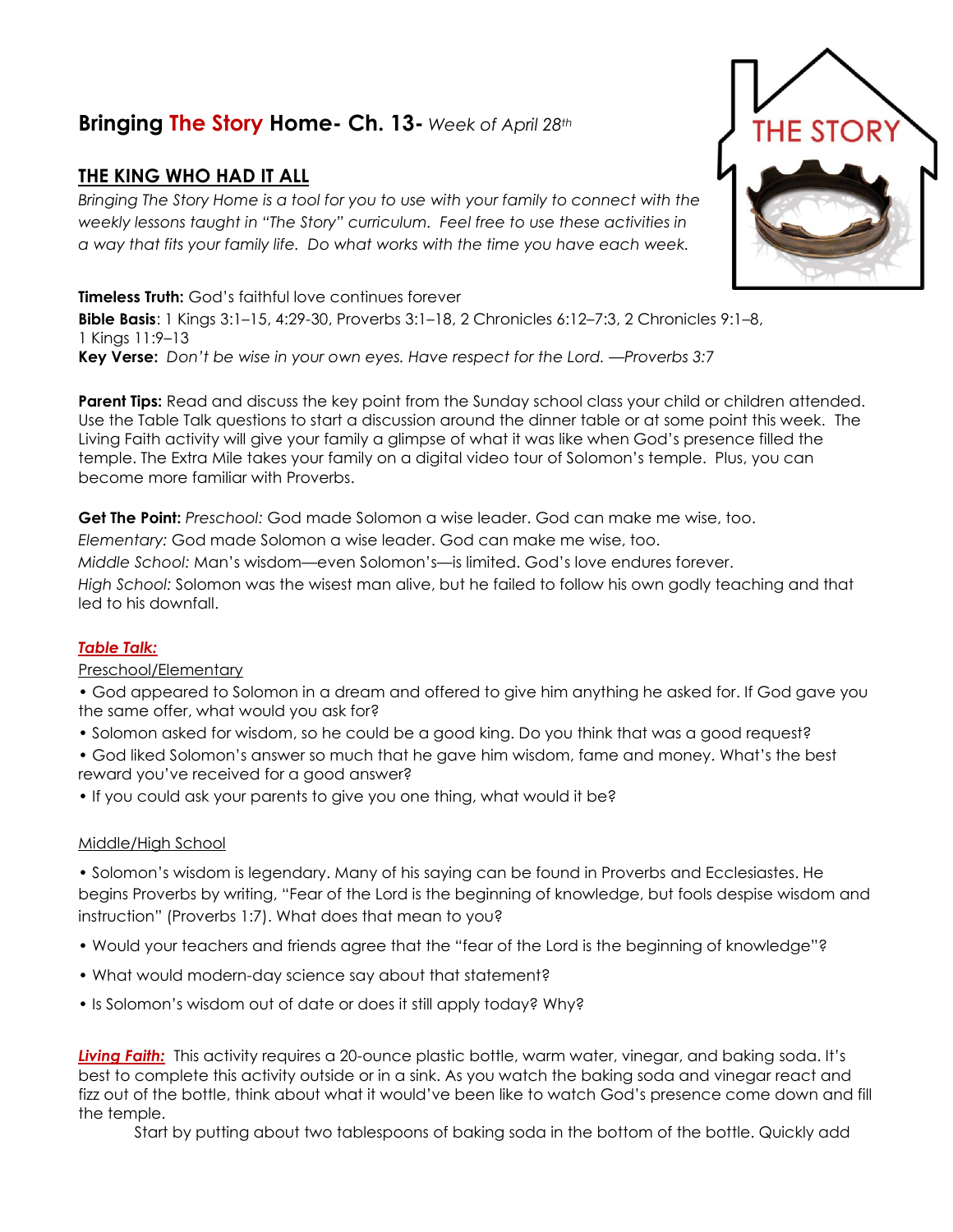# Bringing The Story Home- Ch. 13- *Week of April 28th*

THE STORY

## THE KING WHO HAD IT ALL

*Bringing The Story Home is a tool for you to use with your family to connect with the weekly lessons taught in "The Story" curriculum. Feel free to use these activities in a way that fits your family life. Do what works with the time you have each week.*

**Timeless Truth:** God's faithful love continues forever
**Bible Basis**: 1 Kings 3:1–15, 4:29-30, Proverbs 3:1–18, 2 Chronicles 6:12–7:3, 2 Chronicles 9:1–8, 1 Kings 11:9–13
**Key Verse:** *Don't be wise in your own eyes. Have respect for the Lord. —Proverbs 3:7*

**Parent Tips:** Read and discuss the key point from the Sunday school class your child or children attended. Use the Table Talk questions to start a discussion around the dinner table or at some point this week. The Living Faith activity will give your family a glimpse of what it was like when God's presence filled the temple. The Extra Mile takes your family on a digital video tour of Solomon's temple. Plus, you can become more familiar with Proverbs.

**Get The Point:** *Preschool:* God made Solomon a wise leader. God can make me wise, too.
*Elementary:* God made Solomon a wise leader. God can make me wise, too.
*Middle School:* Man's wisdom—even Solomon's—is limited. God's love endures forever.
*High School:* Solomon was the wisest man alive, but he failed to follow his own godly teaching and that led to his downfall.

***Table Talk:***

Preschool/Elementary

- God appeared to Solomon in a dream and offered to give him anything he asked for. If God gave you the same offer, what would you ask for?
- Solomon asked for wisdom, so he could be a good king. Do you think that was a good request?
- God liked Solomon's answer so much that he gave him wisdom, fame and money. What's the best reward you've received for a good answer?
- If you could ask your parents to give you one thing, what would it be?

Middle/High School

- Solomon's wisdom is legendary. Many of his saying can be found in Proverbs and Ecclesiastes. He begins Proverbs by writing, "Fear of the Lord is the beginning of knowledge, but fools despise wisdom and instruction" (Proverbs 1:7). What does that mean to you?
- Would your teachers and friends agree that the "fear of the Lord is the beginning of knowledge"?
- What would modern-day science say about that statement?
- Is Solomon's wisdom out of date or does it still apply today? Why?

***Living Faith:*** This activity requires a 20-ounce plastic bottle, warm water, vinegar, and baking soda. It's best to complete this activity outside or in a sink. As you watch the baking soda and vinegar react and fizz out of the bottle, think about what it would've been like to watch God's presence come down and fill the temple.

Start by putting about two tablespoons of baking soda in the bottom of the bottle. Quickly add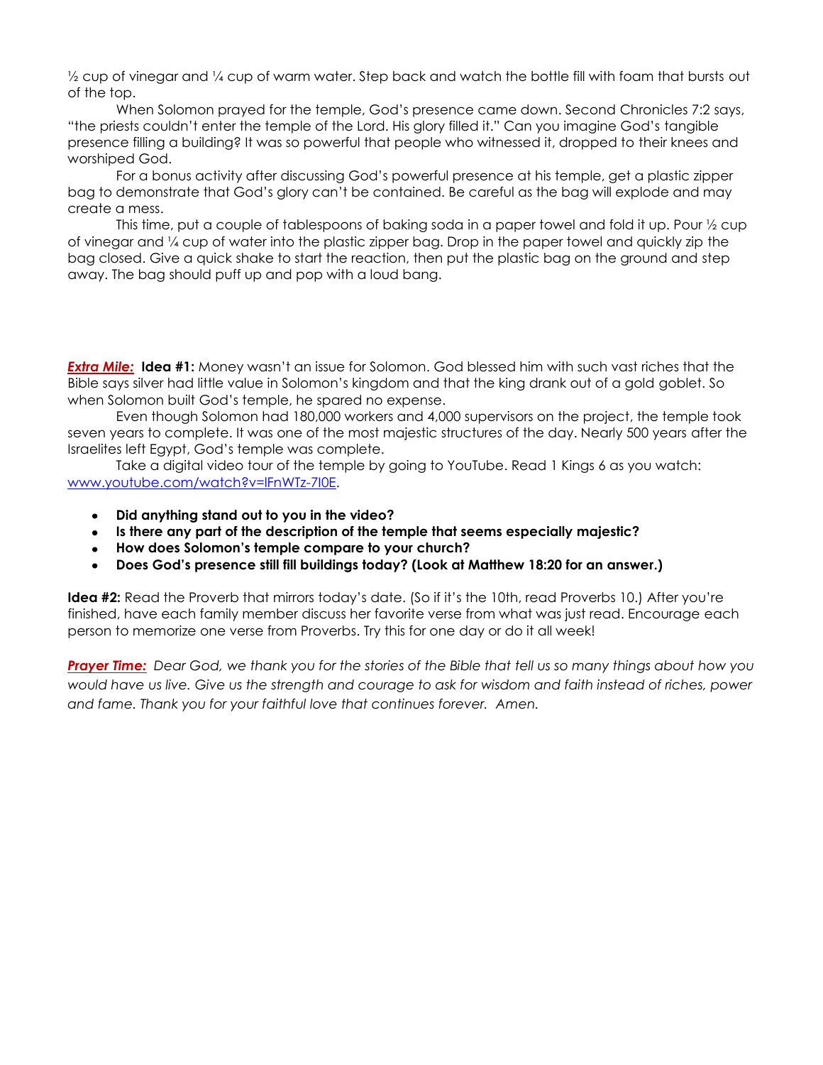½ cup of vinegar and ¼ cup of warm water. Step back and watch the bottle fill with foam that bursts out of the top.

When Solomon prayed for the temple, God's presence came down. Second Chronicles 7:2 says, "the priests couldn't enter the temple of the Lord. His glory filled it." Can you imagine God's tangible presence filling a building? It was so powerful that people who witnessed it, dropped to their knees and worshiped God.

For a bonus activity after discussing God's powerful presence at his temple, get a plastic zipper bag to demonstrate that God's glory can't be contained. Be careful as the bag will explode and may create a mess.

This time, put a couple of tablespoons of baking soda in a paper towel and fold it up. Pour ½ cup of vinegar and ¼ cup of water into the plastic zipper bag. Drop in the paper towel and quickly zip the bag closed. Give a quick shake to start the reaction, then put the plastic bag on the ground and step away. The bag should puff up and pop with a loud bang.

***Extra Mile:*** **Idea #1:** Money wasn't an issue for Solomon. God blessed him with such vast riches that the Bible says silver had little value in Solomon's kingdom and that the king drank out of a gold goblet. So when Solomon built God's temple, he spared no expense.

Even though Solomon had 180,000 workers and 4,000 supervisors on the project, the temple took seven years to complete. It was one of the most majestic structures of the day. Nearly 500 years after the Israelites left Egypt, God's temple was complete.

Take a digital video tour of the temple by going to YouTube. Read 1 Kings 6 as you watch: www.youtube.com/watch?v=lFnWTz-7I0E.

- **Did anything stand out to you in the video?**
- **Is there any part of the description of the temple that seems especially majestic?**
- **How does Solomon's temple compare to your church?**
- **Does God's presence still fill buildings today? (Look at Matthew 18:20 for an answer.)**

**Idea #2:** Read the Proverb that mirrors today's date. (So if it's the 10th, read Proverbs 10.) After you're finished, have each family member discuss her favorite verse from what was just read. Encourage each person to memorize one verse from Proverbs. Try this for one day or do it all week!

***Prayer Time:*** *Dear God, we thank you for the stories of the Bible that tell us so many things about how you would have us live. Give us the strength and courage to ask for wisdom and faith instead of riches, power and fame. Thank you for your faithful love that continues forever. Amen.*